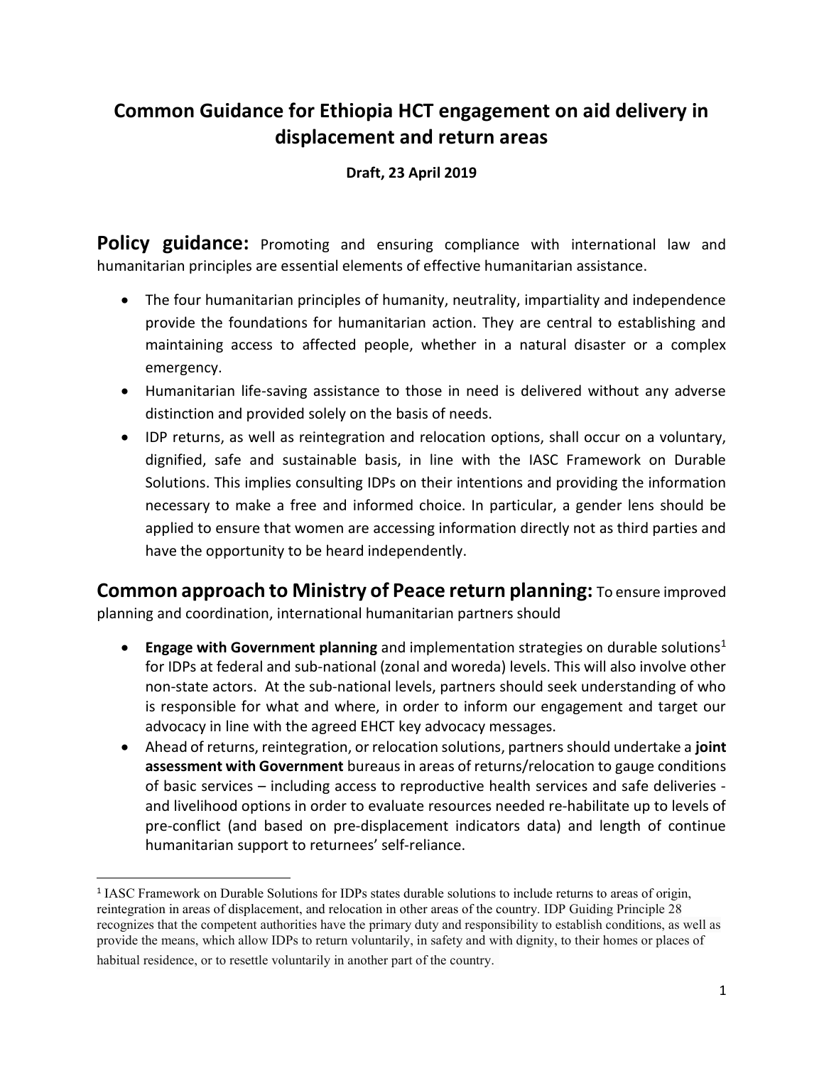# Common Guidance for Ethiopia HCT engagement on aid delivery in displacement and return areas

**Draft, 23 April 2019**

**Policy guidance:** Promoting and ensuring compliance with international law and humanitarian principles are essential elements of effective humanitarian assistance.

- The four humanitarian principles of humanity, neutrality, impartiality and independence provide the foundations for humanitarian action. They are central to establishing and maintaining access to affected people, whether in a natural disaster or a complex emergency.
- Humanitarian life-saving assistance to those in need is delivered without any adverse distinction and provided solely on the basis of needs.
- IDP returns, as well as reintegration and relocation options, shall occur on a voluntary, dignified, safe and sustainable basis, in line with the IASC Framework on Durable Solutions. This implies consulting IDPs on their intentions and providing the information necessary to make a free and informed choice. In particular, a gender lens should be applied to ensure that women are accessing information directly not as third parties and have the opportunity to be heard independently.

**Common approach to Ministry of Peace return planning:** To ensure improved planning and coordination, international humanitarian partners should

- **Engage with Government planning** and implementation strategies on durable solutions[1] for IDPs at federal and sub-national (zonal and woreda) levels. This will also involve other non-state actors. At the sub-national levels, partners should seek understanding of who is responsible for what and where, in order to inform our engagement and target our advocacy in line with the agreed EHCT key advocacy messages.
- Ahead of returns, reintegration, or relocation solutions, partners should undertake a **joint assessment with Government** bureaus in areas of returns/relocation to gauge conditions of basic services – including access to reproductive health services and safe deliveries - and livelihood options in order to evaluate resources needed re-habilitate up to levels of pre-conflict (and based on pre-displacement indicators data) and length of continue humanitarian support to returnees' self-reliance.

---

[1] IASC Framework on Durable Solutions for IDPs states durable solutions to include returns to areas of origin, reintegration in areas of displacement, and relocation in other areas of the country. IDP Guiding Principle 28 recognizes that the competent authorities have the primary duty and responsibility to establish conditions, as well as provide the means, which allow IDPs to return voluntarily, in safety and with dignity, to their homes or places of habitual residence, or to resettle voluntarily in another part of the country.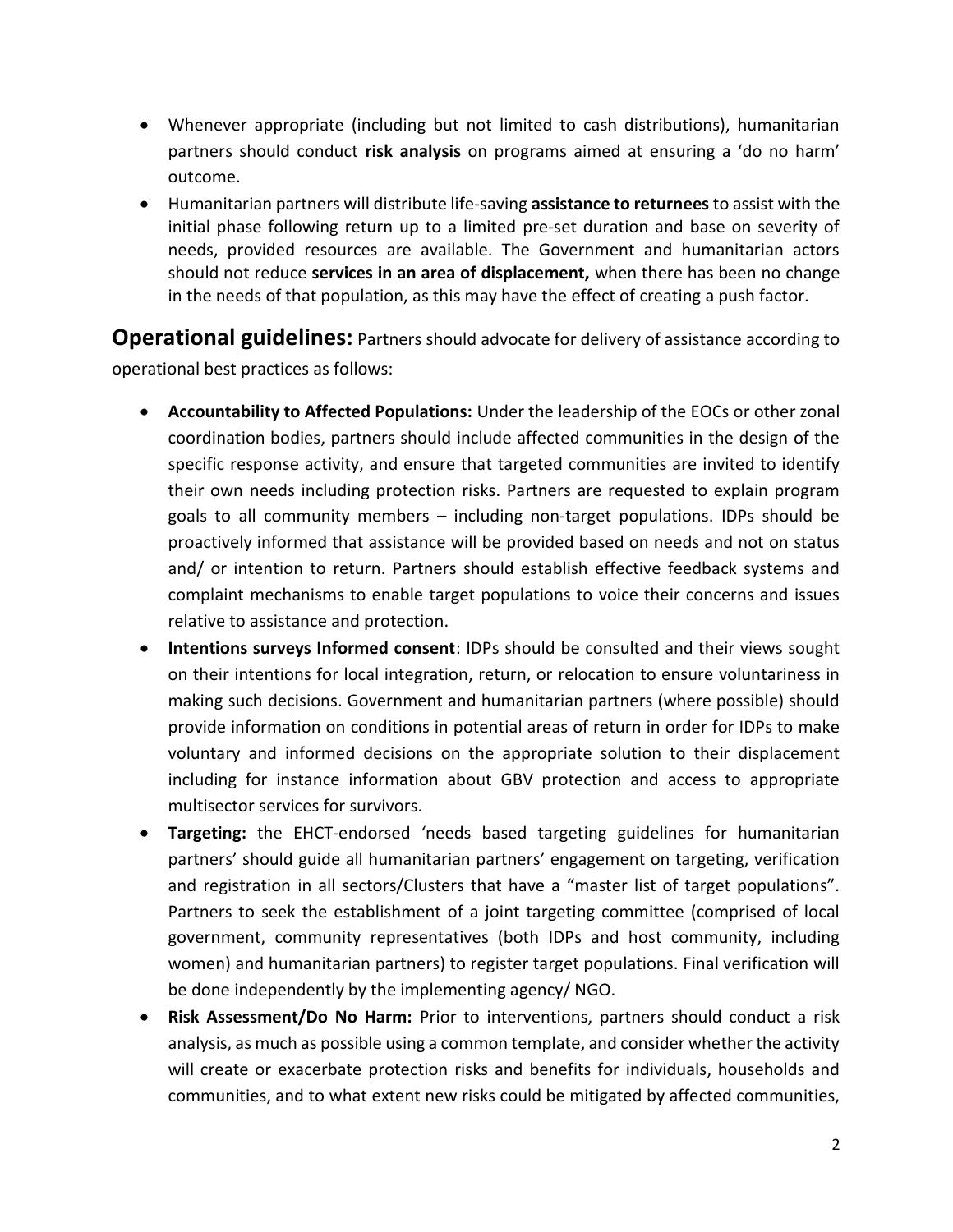- Whenever appropriate (including but not limited to cash distributions), humanitarian partners should conduct **risk analysis** on programs aimed at ensuring a 'do no harm' outcome.
- Humanitarian partners will distribute life-saving **assistance to returnees** to assist with the initial phase following return up to a limited pre-set duration and base on severity of needs, provided resources are available. The Government and humanitarian actors should not reduce **services in an area of displacement,** when there has been no change in the needs of that population, as this may have the effect of creating a push factor.

**Operational guidelines:** Partners should advocate for delivery of assistance according to operational best practices as follows:

- **Accountability to Affected Populations:** Under the leadership of the EOCs or other zonal coordination bodies, partners should include affected communities in the design of the specific response activity, and ensure that targeted communities are invited to identify their own needs including protection risks. Partners are requested to explain program goals to all community members – including non-target populations. IDPs should be proactively informed that assistance will be provided based on needs and not on status and/ or intention to return. Partners should establish effective feedback systems and complaint mechanisms to enable target populations to voice their concerns and issues relative to assistance and protection.
- **Intentions surveys Informed consent**: IDPs should be consulted and their views sought on their intentions for local integration, return, or relocation to ensure voluntariness in making such decisions. Government and humanitarian partners (where possible) should provide information on conditions in potential areas of return in order for IDPs to make voluntary and informed decisions on the appropriate solution to their displacement including for instance information about GBV protection and access to appropriate multisector services for survivors.
- **Targeting:** the EHCT-endorsed 'needs based targeting guidelines for humanitarian partners' should guide all humanitarian partners' engagement on targeting, verification and registration in all sectors/Clusters that have a "master list of target populations". Partners to seek the establishment of a joint targeting committee (comprised of local government, community representatives (both IDPs and host community, including women) and humanitarian partners) to register target populations. Final verification will be done independently by the implementing agency/ NGO.
- **Risk Assessment/Do No Harm:** Prior to interventions, partners should conduct a risk analysis, as much as possible using a common template, and consider whether the activity will create or exacerbate protection risks and benefits for individuals, households and communities, and to what extent new risks could be mitigated by affected communities,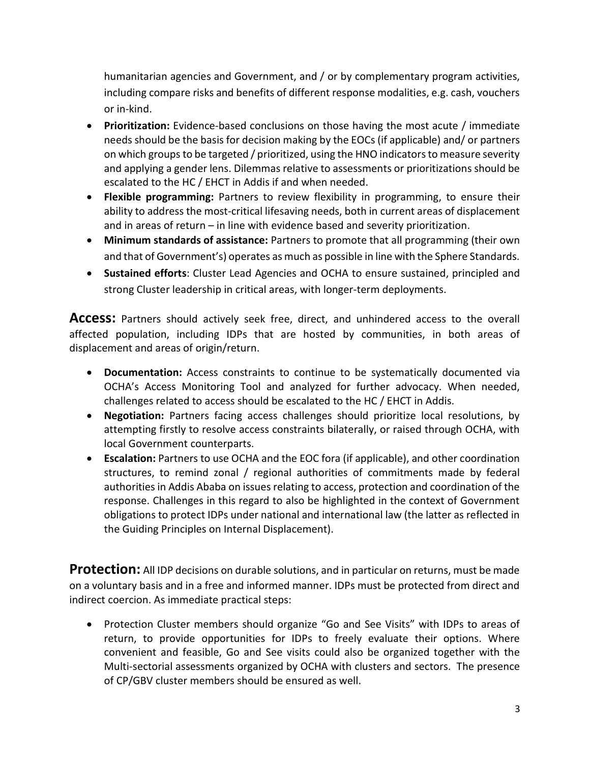humanitarian agencies and Government, and / or by complementary program activities, including compare risks and benefits of different response modalities, e.g. cash, vouchers or in-kind.

- **Prioritization:** Evidence-based conclusions on those having the most acute / immediate needs should be the basis for decision making by the EOCs (if applicable) and/ or partners on which groups to be targeted / prioritized, using the HNO indicators to measure severity and applying a gender lens. Dilemmas relative to assessments or prioritizations should be escalated to the HC / EHCT in Addis if and when needed.
- **Flexible programming:** Partners to review flexibility in programming, to ensure their ability to address the most-critical lifesaving needs, both in current areas of displacement and in areas of return – in line with evidence based and severity prioritization.
- **Minimum standards of assistance:** Partners to promote that all programming (their own and that of Government's) operates as much as possible in line with the Sphere Standards.
- **Sustained efforts**: Cluster Lead Agencies and OCHA to ensure sustained, principled and strong Cluster leadership in critical areas, with longer-term deployments.

**Access:** Partners should actively seek free, direct, and unhindered access to the overall affected population, including IDPs that are hosted by communities, in both areas of displacement and areas of origin/return.

- **Documentation:** Access constraints to continue to be systematically documented via OCHA's Access Monitoring Tool and analyzed for further advocacy. When needed, challenges related to access should be escalated to the HC / EHCT in Addis.
- **Negotiation:** Partners facing access challenges should prioritize local resolutions, by attempting firstly to resolve access constraints bilaterally, or raised through OCHA, with local Government counterparts.
- **Escalation:** Partners to use OCHA and the EOC fora (if applicable), and other coordination structures, to remind zonal / regional authorities of commitments made by federal authorities in Addis Ababa on issues relating to access, protection and coordination of the response. Challenges in this regard to also be highlighted in the context of Government obligations to protect IDPs under national and international law (the latter as reflected in the Guiding Principles on Internal Displacement).

**Protection:** All IDP decisions on durable solutions, and in particular on returns, must be made on a voluntary basis and in a free and informed manner. IDPs must be protected from direct and indirect coercion. As immediate practical steps:

- Protection Cluster members should organize "Go and See Visits" with IDPs to areas of return, to provide opportunities for IDPs to freely evaluate their options. Where convenient and feasible, Go and See visits could also be organized together with the Multi-sectorial assessments organized by OCHA with clusters and sectors. The presence of CP/GBV cluster members should be ensured as well.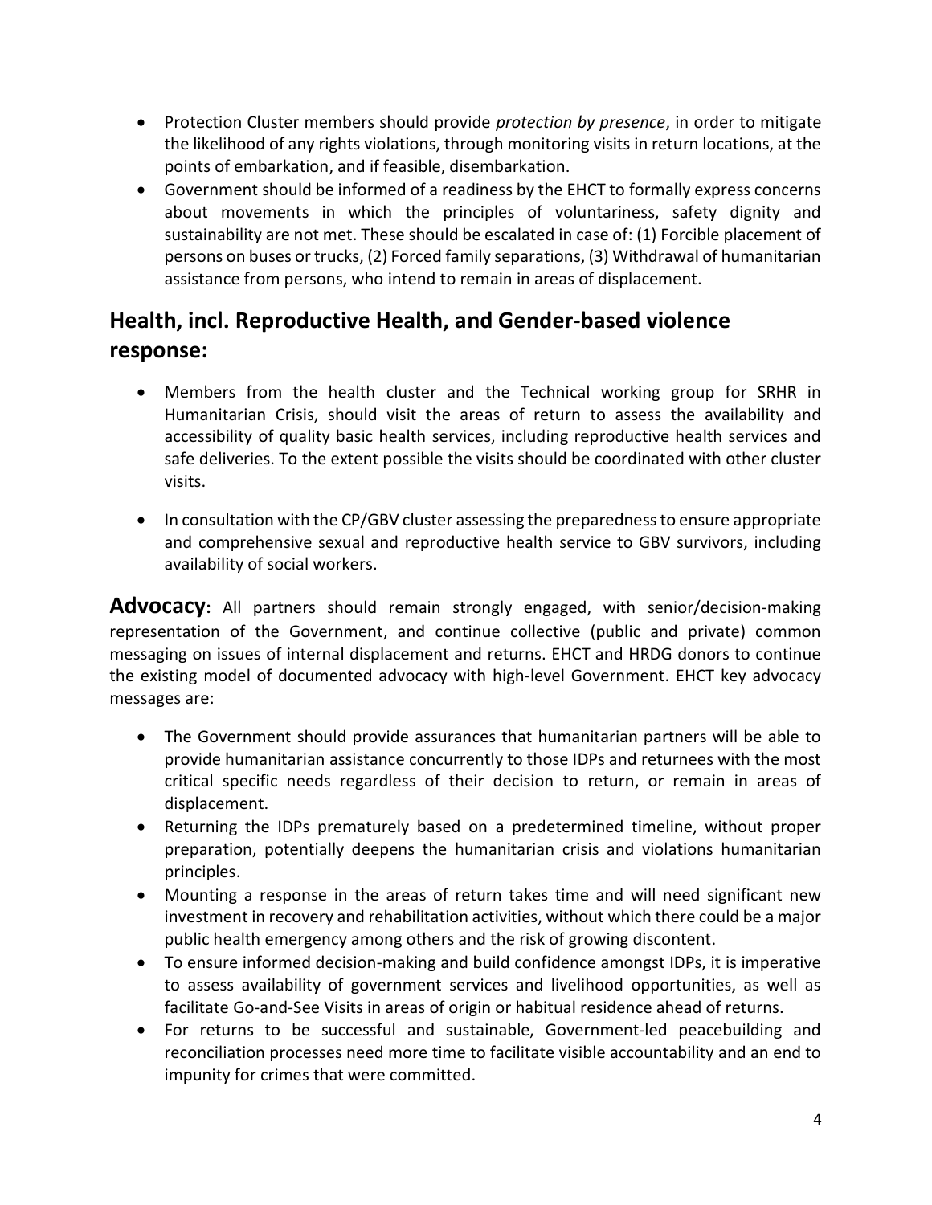- Protection Cluster members should provide *protection by presence*, in order to mitigate the likelihood of any rights violations, through monitoring visits in return locations, at the points of embarkation, and if feasible, disembarkation.
- Government should be informed of a readiness by the EHCT to formally express concerns about movements in which the principles of voluntariness, safety dignity and sustainability are not met. These should be escalated in case of: (1) Forcible placement of persons on buses or trucks, (2) Forced family separations, (3) Withdrawal of humanitarian assistance from persons, who intend to remain in areas of displacement.

## Health, incl. Reproductive Health, and Gender-based violence response:

- Members from the health cluster and the Technical working group for SRHR in Humanitarian Crisis, should visit the areas of return to assess the availability and accessibility of quality basic health services, including reproductive health services and safe deliveries. To the extent possible the visits should be coordinated with other cluster visits.

- In consultation with the CP/GBV cluster assessing the preparedness to ensure appropriate and comprehensive sexual and reproductive health service to GBV survivors, including availability of social workers.

**Advocacy:** All partners should remain strongly engaged, with senior/decision-making representation of the Government, and continue collective (public and private) common messaging on issues of internal displacement and returns. EHCT and HRDG donors to continue the existing model of documented advocacy with high-level Government. EHCT key advocacy messages are:

- The Government should provide assurances that humanitarian partners will be able to provide humanitarian assistance concurrently to those IDPs and returnees with the most critical specific needs regardless of their decision to return, or remain in areas of displacement.
- Returning the IDPs prematurely based on a predetermined timeline, without proper preparation, potentially deepens the humanitarian crisis and violations humanitarian principles.
- Mounting a response in the areas of return takes time and will need significant new investment in recovery and rehabilitation activities, without which there could be a major public health emergency among others and the risk of growing discontent.
- To ensure informed decision-making and build confidence amongst IDPs, it is imperative to assess availability of government services and livelihood opportunities, as well as facilitate Go-and-See Visits in areas of origin or habitual residence ahead of returns.
- For returns to be successful and sustainable, Government-led peacebuilding and reconciliation processes need more time to facilitate visible accountability and an end to impunity for crimes that were committed.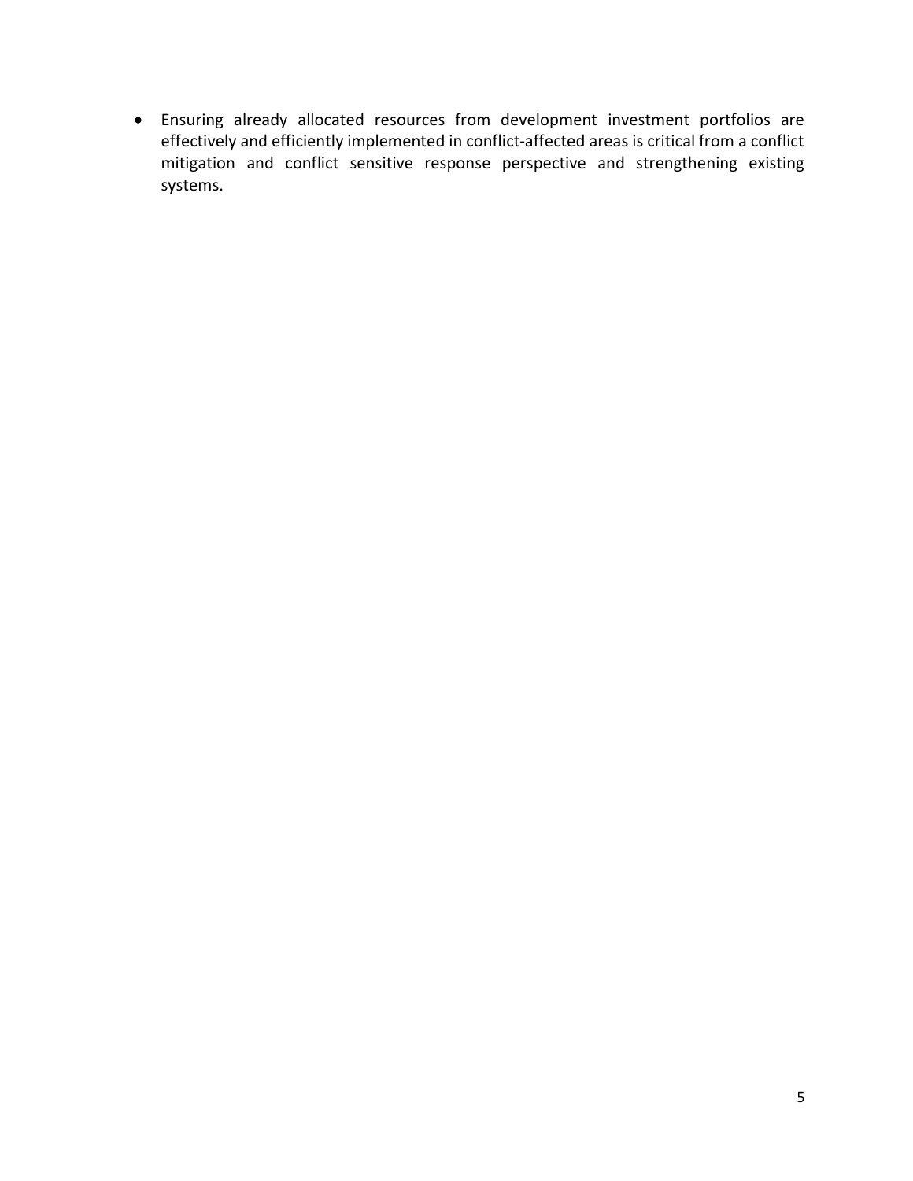- Ensuring already allocated resources from development investment portfolios are effectively and efficiently implemented in conflict-affected areas is critical from a conflict mitigation and conflict sensitive response perspective and strengthening existing systems.